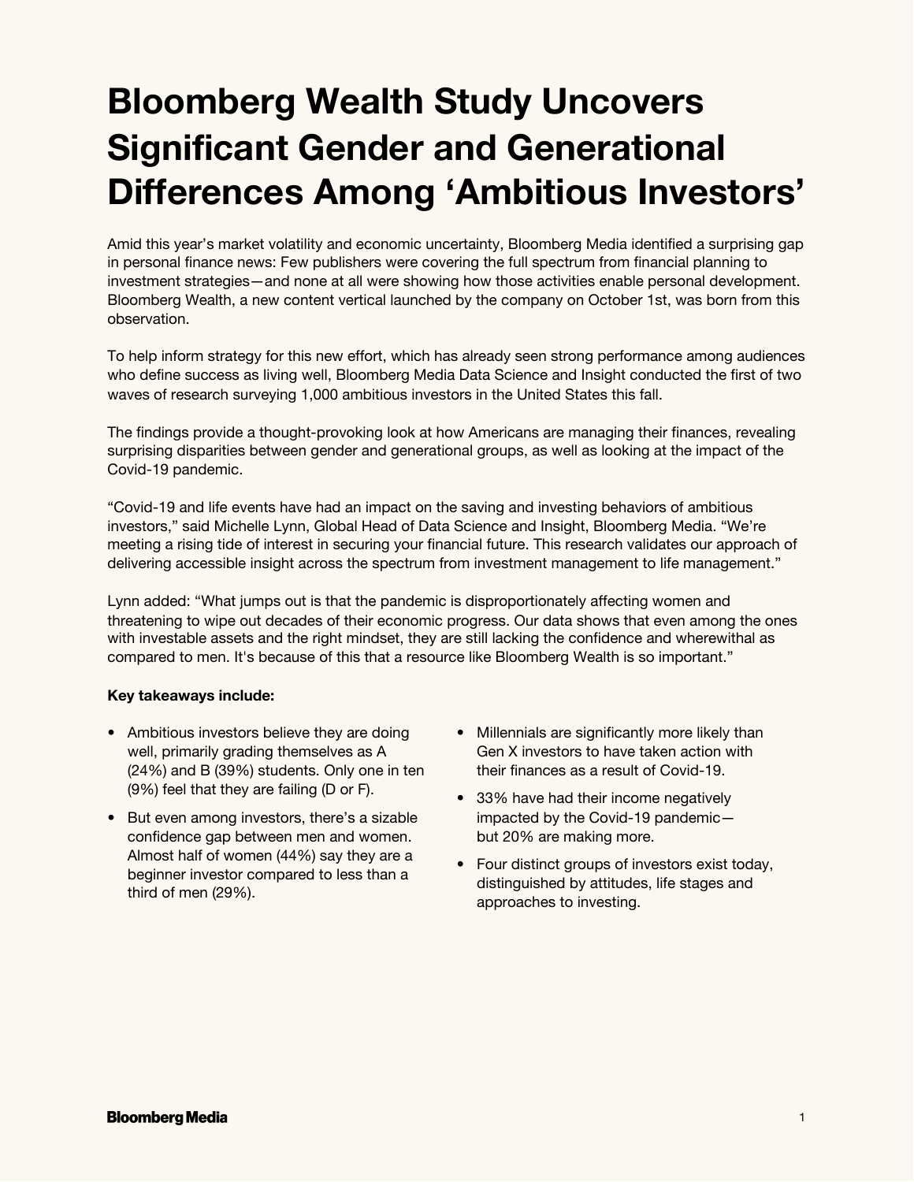# Bloomberg Wealth Study Uncovers Significant Gender and Generational Differences Among 'Ambitious Investors'

Amid this year's market volatility and economic uncertainty, Bloomberg Media identified a surprising gap in personal finance news: Few publishers were covering the full spectrum from financial planning to investment strategies—and none at all were showing how those activities enable personal development. Bloomberg Wealth, a new content vertical launched by the company on October 1st, was born from this observation.

To help inform strategy for this new effort, which has already seen strong performance among audiences who define success as living well, Bloomberg Media Data Science and Insight conducted the first of two waves of research surveying 1,000 ambitious investors in the United States this fall.

The findings provide a thought-provoking look at how Americans are managing their finances, revealing surprising disparities between gender and generational groups, as well as looking at the impact of the Covid-19 pandemic.

"Covid-19 and life events have had an impact on the saving and investing behaviors of ambitious investors," said Michelle Lynn, Global Head of Data Science and Insight, Bloomberg Media. "We're meeting a rising tide of interest in securing your financial future. This research validates our approach of delivering accessible insight across the spectrum from investment management to life management."

Lynn added: "What jumps out is that the pandemic is disproportionately affecting women and threatening to wipe out decades of their economic progress. Our data shows that even among the ones with investable assets and the right mindset, they are still lacking the confidence and wherewithal as compared to men. It's because of this that a resource like Bloomberg Wealth is so important."

**Key takeaways include:**

- Ambitious investors believe they are doing well, primarily grading themselves as A (24%) and B (39%) students. Only one in ten (9%) feel that they are failing (D or F).
- But even among investors, there's a sizable confidence gap between men and women. Almost half of women (44%) say they are a beginner investor compared to less than a third of men (29%).
- Millennials are significantly more likely than Gen X investors to have taken action with their finances as a result of Covid-19.
- 33% have had their income negatively impacted by the Covid-19 pandemic—but 20% are making more.
- Four distinct groups of investors exist today, distinguished by attitudes, life stages and approaches to investing.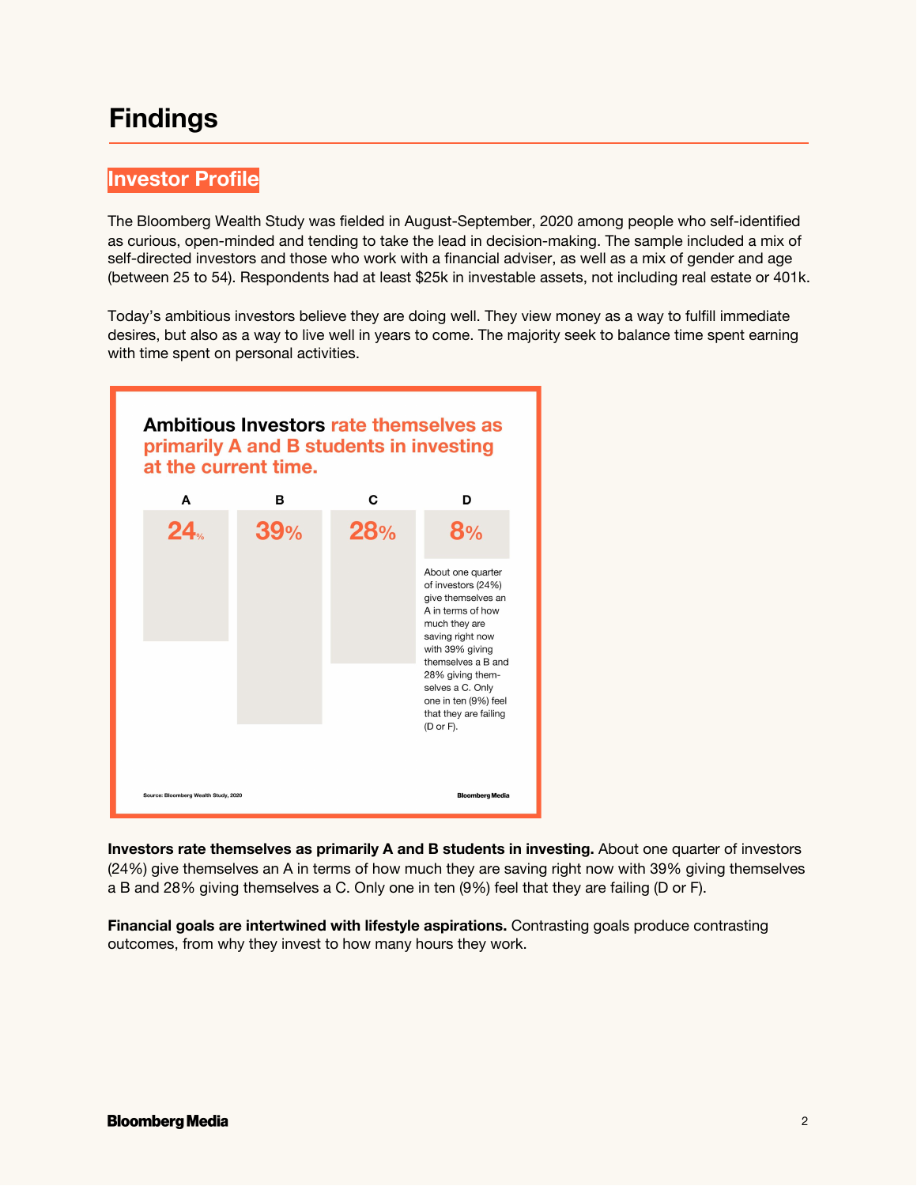# Findings

## Investor Profile

The Bloomberg Wealth Study was fielded in August-September, 2020 among people who self-identified as curious, open-minded and tending to take the lead in decision-making. The sample included a mix of self-directed investors and those who work with a financial adviser, as well as a mix of gender and age (between 25 to 54). Respondents had at least $25k in investable assets, not including real estate or 401k.

Today's ambitious investors believe they are doing well. They view money as a way to fulfill immediate desires, but also as a way to live well in years to come. The majority seek to balance time spent earning with time spent on personal activities.

**Ambitious Investors rate themselves as primarily A and B students in investing at the current time.**

| A | B | C | D |
|---|---|---|---|
| 24% | 39% | 28% | 8% |

About one quarter of investors (24%) give themselves an A in terms of how much they are saving right now with 39% giving themselves a B and 28% giving themselves a C. Only one in ten (9%) feel that they are failing (D or F).

Source: Bloomberg Wealth Study, 2020

Bloomberg Media

**Investors rate themselves as primarily A and B students in investing.** About one quarter of investors (24%) give themselves an A in terms of how much they are saving right now with 39% giving themselves a B and 28% giving themselves a C. Only one in ten (9%) feel that they are failing (D or F).

**Financial goals are intertwined with lifestyle aspirations.** Contrasting goals produce contrasting outcomes, from why they invest to how many hours they work.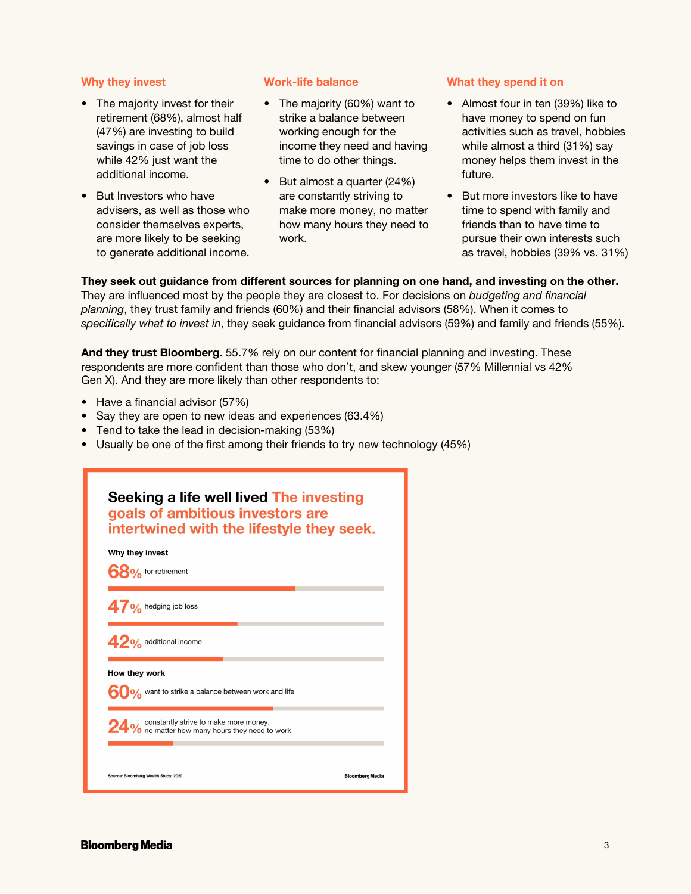### Why they invest

- The majority invest for their retirement (68%), almost half (47%) are investing to build savings in case of job loss while 42% just want the additional income.
- But Investors who have advisers, as well as those who consider themselves experts, are more likely to be seeking to generate additional income.

### Work-life balance

- The majority (60%) want to strike a balance between working enough for the income they need and having time to do other things.
- But almost a quarter (24%) are constantly striving to make more money, no matter how many hours they need to work.

### What they spend it on

- Almost four in ten (39%) like to have money to spend on fun activities such as travel, hobbies while almost a third (31%) say money helps them invest in the future.
- But more investors like to have time to spend with family and friends than to have time to pursue their own interests such as travel, hobbies (39% vs. 31%)

**They seek out guidance from different sources for planning on one hand, and investing on the other.** They are influenced most by the people they are closest to. For decisions on *budgeting and financial planning*, they trust family and friends (60%) and their financial advisors (58%). When it comes to *specifically what to invest in*, they seek guidance from financial advisors (59%) and family and friends (55%).

**And they trust Bloomberg.** 55.7% rely on our content for financial planning and investing. These respondents are more confident than those who don't, and skew younger (57% Millennial vs 42% Gen X). And they are more likely than other respondents to:

- Have a financial advisor (57%)
- Say they are open to new ideas and experiences (63.4%)
- Tend to take the lead in decision-making (53%)
- Usually be one of the first among their friends to try new technology (45%)

**Seeking a life well lived** The investing goals of ambitious investors are intertwined with the lifestyle they seek.

**Why they invest**

68% for retirement

47% hedging job loss

42% additional income

**How they work**

60% want to strike a balance between work and life

24% constantly strive to make more money, no matter how many hours they need to work

Source: Bloomberg Wealth Study, 2020

Bloomberg Media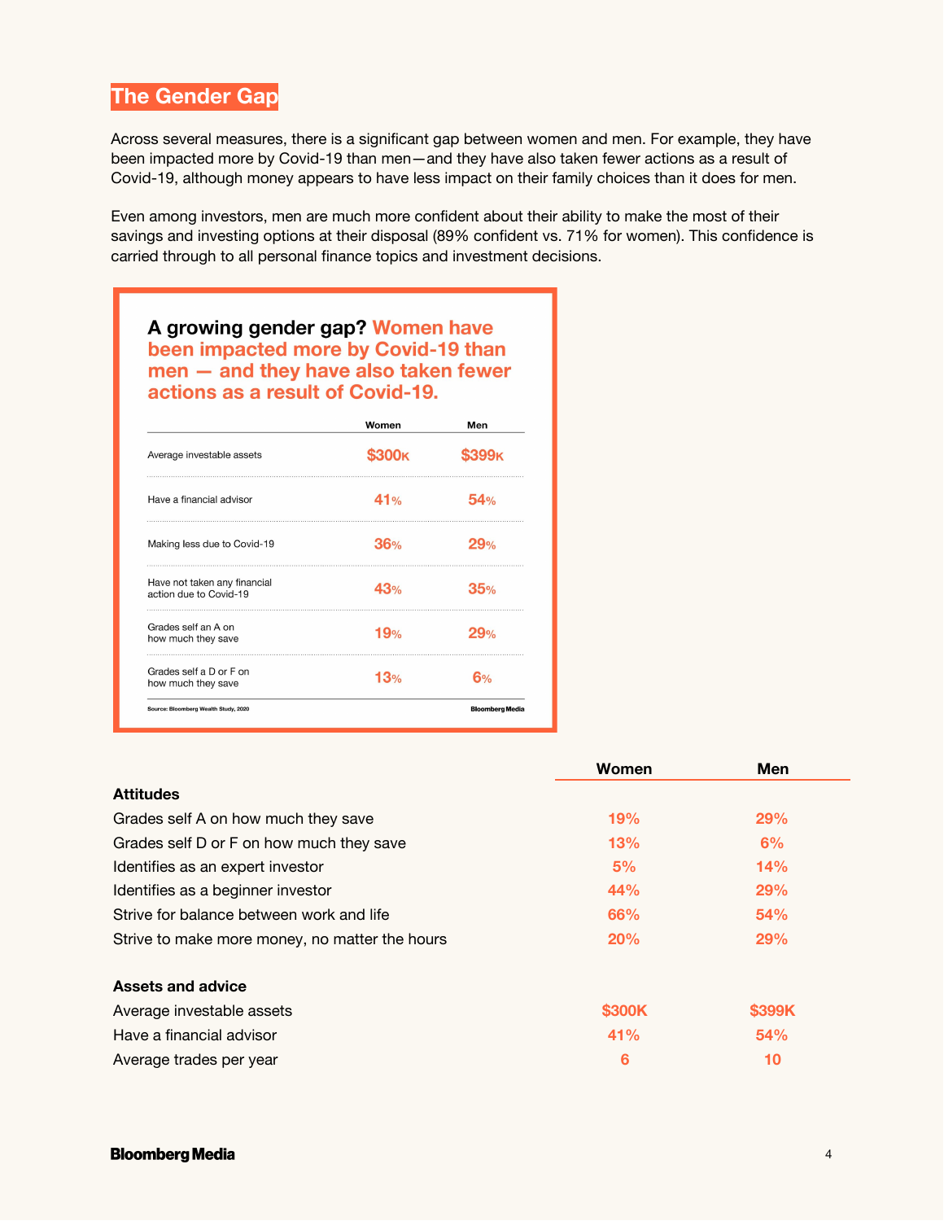## The Gender Gap

Across several measures, there is a significant gap between women and men. For example, they have been impacted more by Covid-19 than men—and they have also taken fewer actions as a result of Covid-19, although money appears to have less impact on their family choices than it does for men.

Even among investors, men are much more confident about their ability to make the most of their savings and investing options at their disposal (89% confident vs. 71% for women). This confidence is carried through to all personal finance topics and investment decisions.

### A growing gender gap? Women have been impacted more by Covid-19 than men — and they have also taken fewer actions as a result of Covid-19.

| | Women | Men |
|---|---|---|
| Average investable assets | $300K | $399K |
| Have a financial advisor | 41% | 54% |
| Making less due to Covid-19 | 36% | 29% |
| Have not taken any financial action due to Covid-19 | 43% | 35% |
| Grades self an A on how much they save | 19% | 29% |
| Grades self a D or F on how much they save | 13% | 6% |

Source: Bloomberg Wealth Study, 2020

Bloomberg Media

| | Women | Men |
|---|---|---|
| **Attitudes** | | |
| Grades self A on how much they save | 19% | 29% |
| Grades self D or F on how much they save | 13% | 6% |
| Identifies as an expert investor | 5% | 14% |
| Identifies as a beginner investor | 44% | 29% |
| Strive for balance between work and life | 66% | 54% |
| Strive to make more money, no matter the hours | 20% | 29% |
| **Assets and advice** | | |
| Average investable assets | $300K | $399K |
| Have a financial advisor | 41% | 54% |
| Average trades per year | 6 | 10 |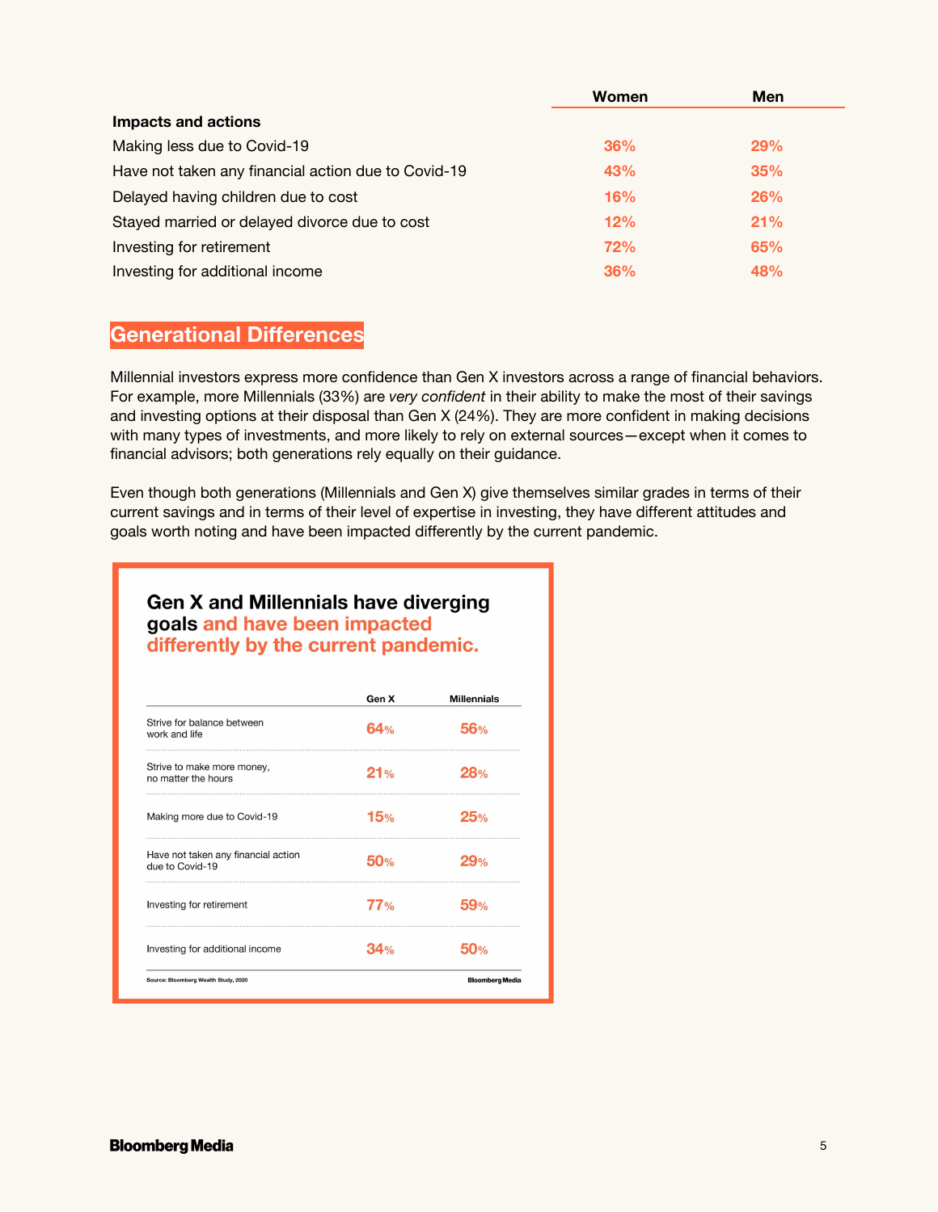| | Women | Men |
|---|---|---|
| **Impacts and actions** | | |
| Making less due to Covid-19 | 36% | 29% |
| Have not taken any financial action due to Covid-19 | 43% | 35% |
| Delayed having children due to cost | 16% | 26% |
| Stayed married or delayed divorce due to cost | 12% | 21% |
| Investing for retirement | 72% | 65% |
| Investing for additional income | 36% | 48% |

## Generational Differences

Millennial investors express more confidence than Gen X investors across a range of financial behaviors. For example, more Millennials (33%) are *very confident* in their ability to make the most of their savings and investing options at their disposal than Gen X (24%). They are more confident in making decisions with many types of investments, and more likely to rely on external sources—except when it comes to financial advisors; both generations rely equally on their guidance.

Even though both generations (Millennials and Gen X) give themselves similar grades in terms of their current savings and in terms of their level of expertise in investing, they have different attitudes and goals worth noting and have been impacted differently by the current pandemic.

### Gen X and Millennials have diverging goals and have been impacted differently by the current pandemic.

| | Gen X | Millennials |
|---|---|---|
| Strive for balance between work and life | 64% | 56% |
| Strive to make more money, no matter the hours | 21% | 28% |
| Making more due to Covid-19 | 15% | 25% |
| Have not taken any financial action due to Covid-19 | 50% | 29% |
| Investing for retirement | 77% | 59% |
| Investing for additional income | 34% | 50% |

Source: Bloomberg Wealth Study, 2020

Bloomberg Media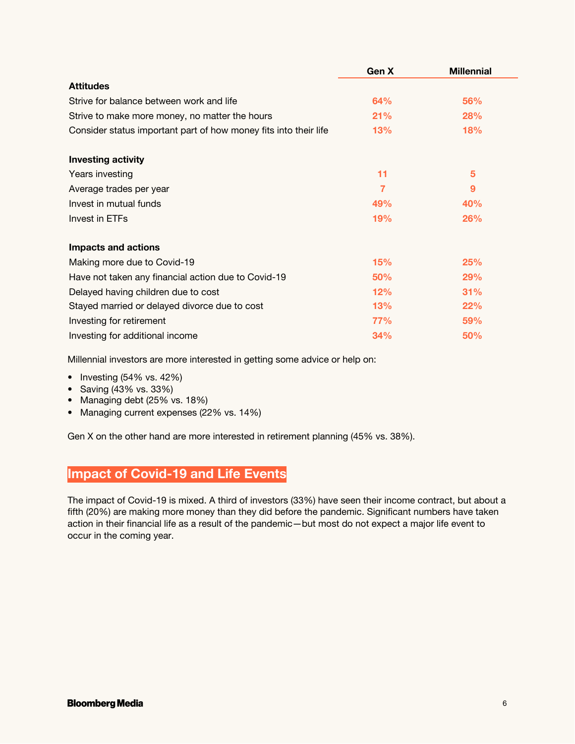| | Gen X | Millennial |
|---|---|---|
| **Attitudes** | | |
| Strive for balance between work and life | 64% | 56% |
| Strive to make more money, no matter the hours | 21% | 28% |
| Consider status important part of how money fits into their life | 13% | 18% |
| **Investing activity** | | |
| Years investing | 11 | 5 |
| Average trades per year | 7 | 9 |
| Invest in mutual funds | 49% | 40% |
| Invest in ETFs | 19% | 26% |
| **Impacts and actions** | | |
| Making more due to Covid-19 | 15% | 25% |
| Have not taken any financial action due to Covid-19 | 50% | 29% |
| Delayed having children due to cost | 12% | 31% |
| Stayed married or delayed divorce due to cost | 13% | 22% |
| Investing for retirement | 77% | 59% |
| Investing for additional income | 34% | 50% |

Millennial investors are more interested in getting some advice or help on:

- Investing (54% vs. 42%)
- Saving (43% vs. 33%)
- Managing debt (25% vs. 18%)
- Managing current expenses (22% vs. 14%)

Gen X on the other hand are more interested in retirement planning (45% vs. 38%).

## Impact of Covid-19 and Life Events

The impact of Covid-19 is mixed. A third of investors (33%) have seen their income contract, but about a fifth (20%) are making more money than they did before the pandemic. Significant numbers have taken action in their financial life as a result of the pandemic—but most do not expect a major life event to occur in the coming year.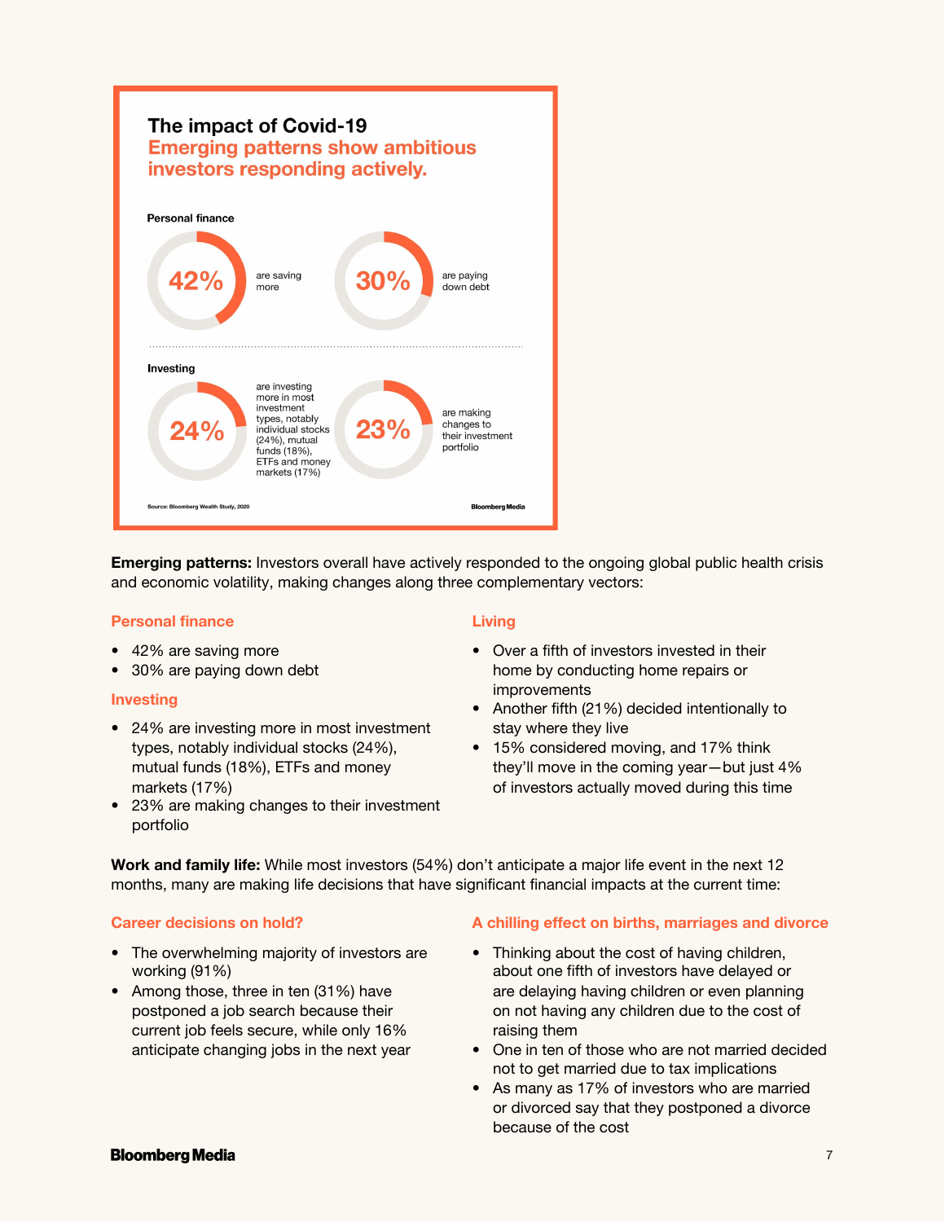## The impact of Covid-19

### Emerging patterns show ambitious investors responding actively.

**Personal finance**

42% are saving more

30% are paying down debt

**Investing**

24% are investing more in most investment types, notably individual stocks (24%), mutual funds (18%), ETFs and money markets (17%)

23% are making changes to their investment portfolio

Source: Bloomberg Wealth Study, 2020

Bloomberg Media

**Emerging patterns:** Investors overall have actively responded to the ongoing global public health crisis and economic volatility, making changes along three complementary vectors:

### Personal finance

- 42% are saving more
- 30% are paying down debt

### Investing

- 24% are investing more in most investment types, notably individual stocks (24%), mutual funds (18%), ETFs and money markets (17%)
- 23% are making changes to their investment portfolio

### Living

- Over a fifth of investors invested in their home by conducting home repairs or improvements
- Another fifth (21%) decided intentionally to stay where they live
- 15% considered moving, and 17% think they'll move in the coming year—but just 4% of investors actually moved during this time

**Work and family life:** While most investors (54%) don't anticipate a major life event in the next 12 months, many are making life decisions that have significant financial impacts at the current time:

### Career decisions on hold?

- The overwhelming majority of investors are working (91%)
- Among those, three in ten (31%) have postponed a job search because their current job feels secure, while only 16% anticipate changing jobs in the next year

### A chilling effect on births, marriages and divorce

- Thinking about the cost of having children, about one fifth of investors have delayed or are delaying having children or even planning on not having any children due to the cost of raising them
- One in ten of those who are not married decided not to get married due to tax implications
- As many as 17% of investors who are married or divorced say that they postponed a divorce because of the cost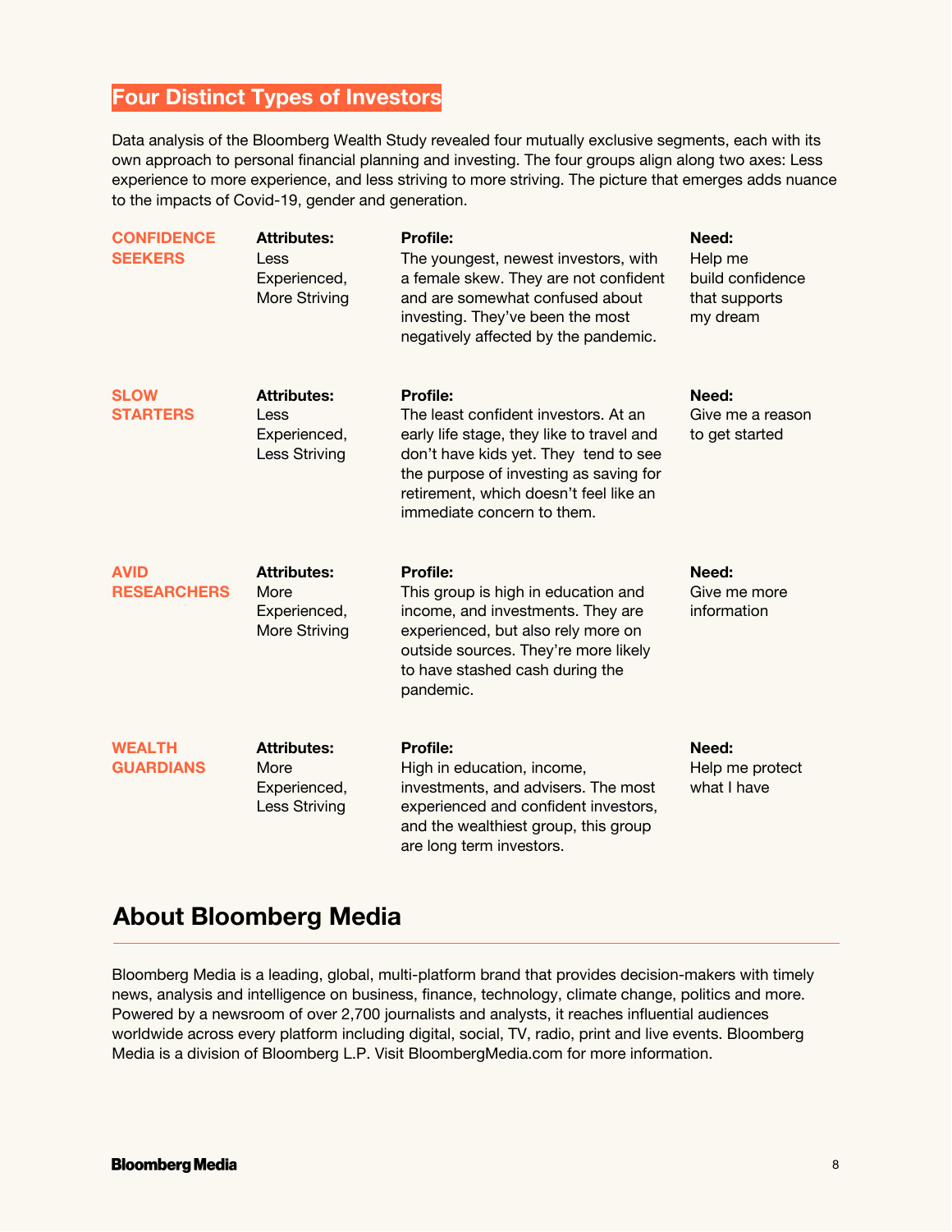## Four Distinct Types of Investors

Data analysis of the Bloomberg Wealth Study revealed four mutually exclusive segments, each with its own approach to personal financial planning and investing. The four groups align along two axes: Less experience to more experience, and less striving to more striving. The picture that emerges adds nuance to the impacts of Covid-19, gender and generation.

| | Attributes: | Profile: | Need: |
|---|---|---|---|
| **CONFIDENCE SEEKERS** | Less Experienced, More Striving | The youngest, newest investors, with a female skew. They are not confident and are somewhat confused about investing. They've been the most negatively affected by the pandemic. | Help me build confidence that supports my dream |
| **SLOW STARTERS** | Less Experienced, Less Striving | The least confident investors. At an early life stage, they like to travel and don't have kids yet. They tend to see the purpose of investing as saving for retirement, which doesn't feel like an immediate concern to them. | Give me a reason to get started |
| **AVID RESEARCHERS** | More Experienced, More Striving | This group is high in education and income, and investments. They are experienced, but also rely more on outside sources. They're more likely to have stashed cash during the pandemic. | Give me more information |
| **WEALTH GUARDIANS** | More Experienced, Less Striving | High in education, income, investments, and advisers. The most experienced and confident investors, and the wealthiest group, this group are long term investors. | Help me protect what I have |

## About Bloomberg Media

Bloomberg Media is a leading, global, multi-platform brand that provides decision-makers with timely news, analysis and intelligence on business, finance, technology, climate change, politics and more. Powered by a newsroom of over 2,700 journalists and analysts, it reaches influential audiences worldwide across every platform including digital, social, TV, radio, print and live events. Bloomberg Media is a division of Bloomberg L.P. Visit BloombergMedia.com for more information.